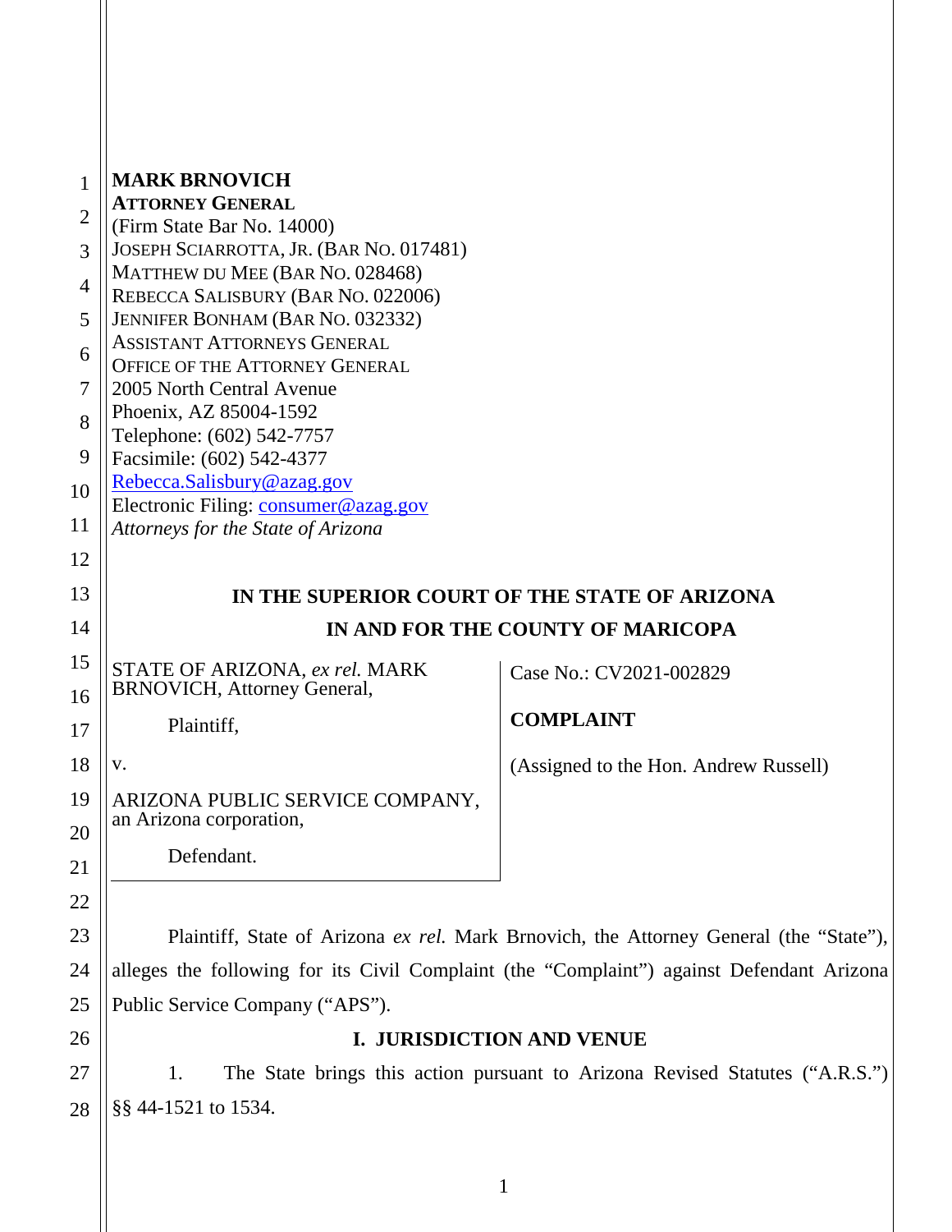**MARK BRNOVICH**
**ATTORNEY GENERAL**
(Firm State Bar No. 14000)
JOSEPH SCIARROTTA, JR. (BAR NO. 017481)
MATTHEW DU MEE (BAR NO. 028468)
REBECCA SALISBURY (BAR NO. 022006)
JENNIFER BONHAM (BAR NO. 032332)
ASSISTANT ATTORNEYS GENERAL
OFFICE OF THE ATTORNEY GENERAL
2005 North Central Avenue
Phoenix, AZ 85004-1592
Telephone: (602) 542-7757
Facsimile: (602) 542-4377
Rebecca.Salisbury@azag.gov
Electronic Filing: consumer@azag.gov
*Attorneys for the State of Arizona*

**IN THE SUPERIOR COURT OF THE STATE OF ARIZONA**
**IN AND FOR THE COUNTY OF MARICOPA**

| | |
|---|---|
| STATE OF ARIZONA, *ex rel.* MARK BRNOVICH, Attorney General,<br><br>Plaintiff,<br><br>v.<br><br>ARIZONA PUBLIC SERVICE COMPANY, an Arizona corporation,<br><br>Defendant. | Case No.: CV2021-002829<br><br>**COMPLAINT**<br><br>(Assigned to the Hon. Andrew Russell) |

Plaintiff, State of Arizona *ex rel.* Mark Brnovich, the Attorney General (the "State"), alleges the following for its Civil Complaint (the "Complaint") against Defendant Arizona Public Service Company ("APS").

## I. JURISDICTION AND VENUE

1. The State brings this action pursuant to Arizona Revised Statutes ("A.R.S.") §§ 44-1521 to 1534.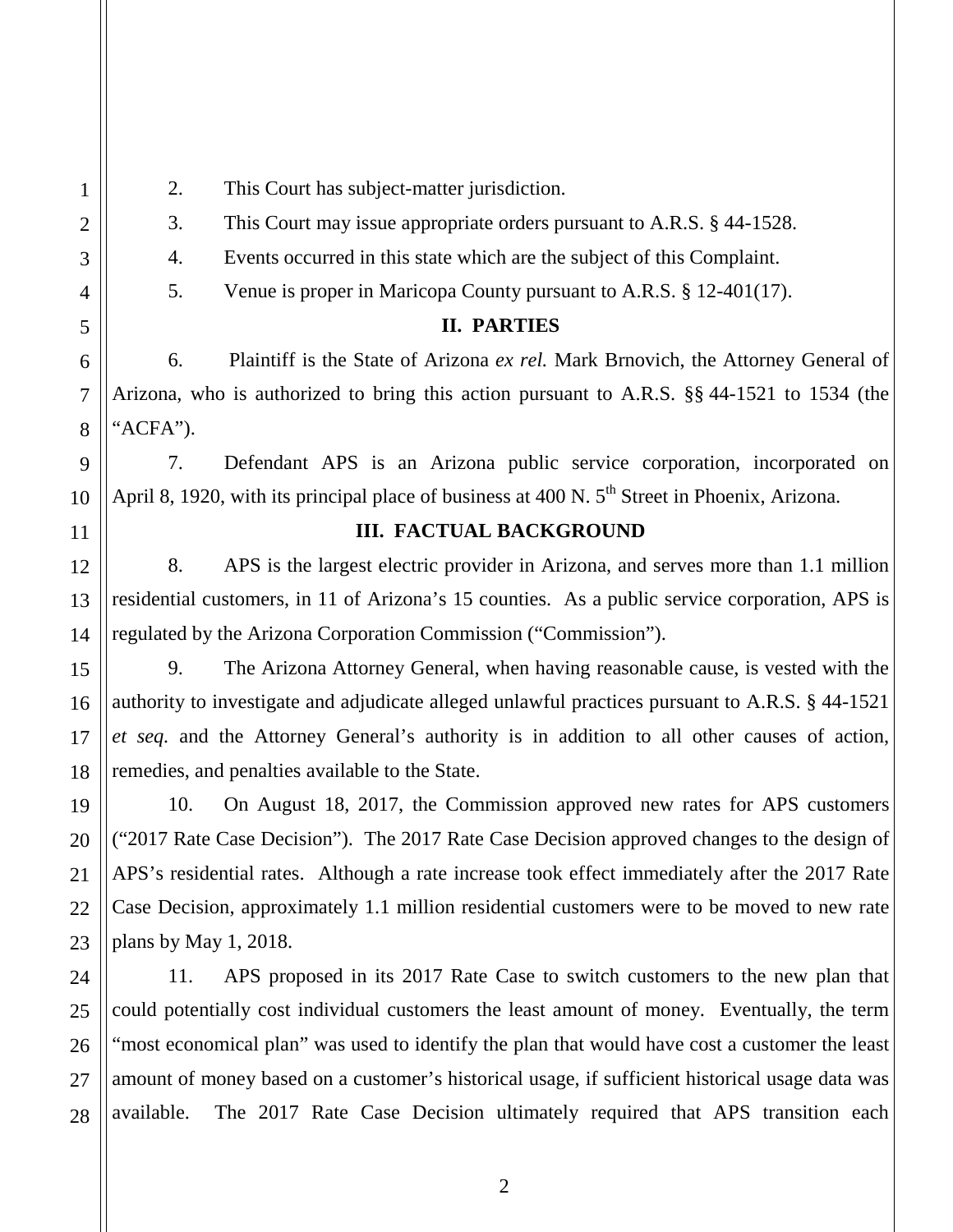2. This Court has subject-matter jurisdiction.

3. This Court may issue appropriate orders pursuant to A.R.S. § 44-1528.

4. Events occurred in this state which are the subject of this Complaint.

5. Venue is proper in Maricopa County pursuant to A.R.S. § 12-401(17).

## II. PARTIES

6. Plaintiff is the State of Arizona *ex rel.* Mark Brnovich, the Attorney General of Arizona, who is authorized to bring this action pursuant to A.R.S. §§ 44-1521 to 1534 (the "ACFA").

7. Defendant APS is an Arizona public service corporation, incorporated on April 8, 1920, with its principal place of business at 400 N. 5th Street in Phoenix, Arizona.

## III. FACTUAL BACKGROUND

8. APS is the largest electric provider in Arizona, and serves more than 1.1 million residential customers, in 11 of Arizona's 15 counties. As a public service corporation, APS is regulated by the Arizona Corporation Commission ("Commission").

9. The Arizona Attorney General, when having reasonable cause, is vested with the authority to investigate and adjudicate alleged unlawful practices pursuant to A.R.S. § 44-1521 *et seq.* and the Attorney General's authority is in addition to all other causes of action, remedies, and penalties available to the State.

10. On August 18, 2017, the Commission approved new rates for APS customers ("2017 Rate Case Decision"). The 2017 Rate Case Decision approved changes to the design of APS's residential rates. Although a rate increase took effect immediately after the 2017 Rate Case Decision, approximately 1.1 million residential customers were to be moved to new rate plans by May 1, 2018.

11. APS proposed in its 2017 Rate Case to switch customers to the new plan that could potentially cost individual customers the least amount of money. Eventually, the term "most economical plan" was used to identify the plan that would have cost a customer the least amount of money based on a customer's historical usage, if sufficient historical usage data was available. The 2017 Rate Case Decision ultimately required that APS transition each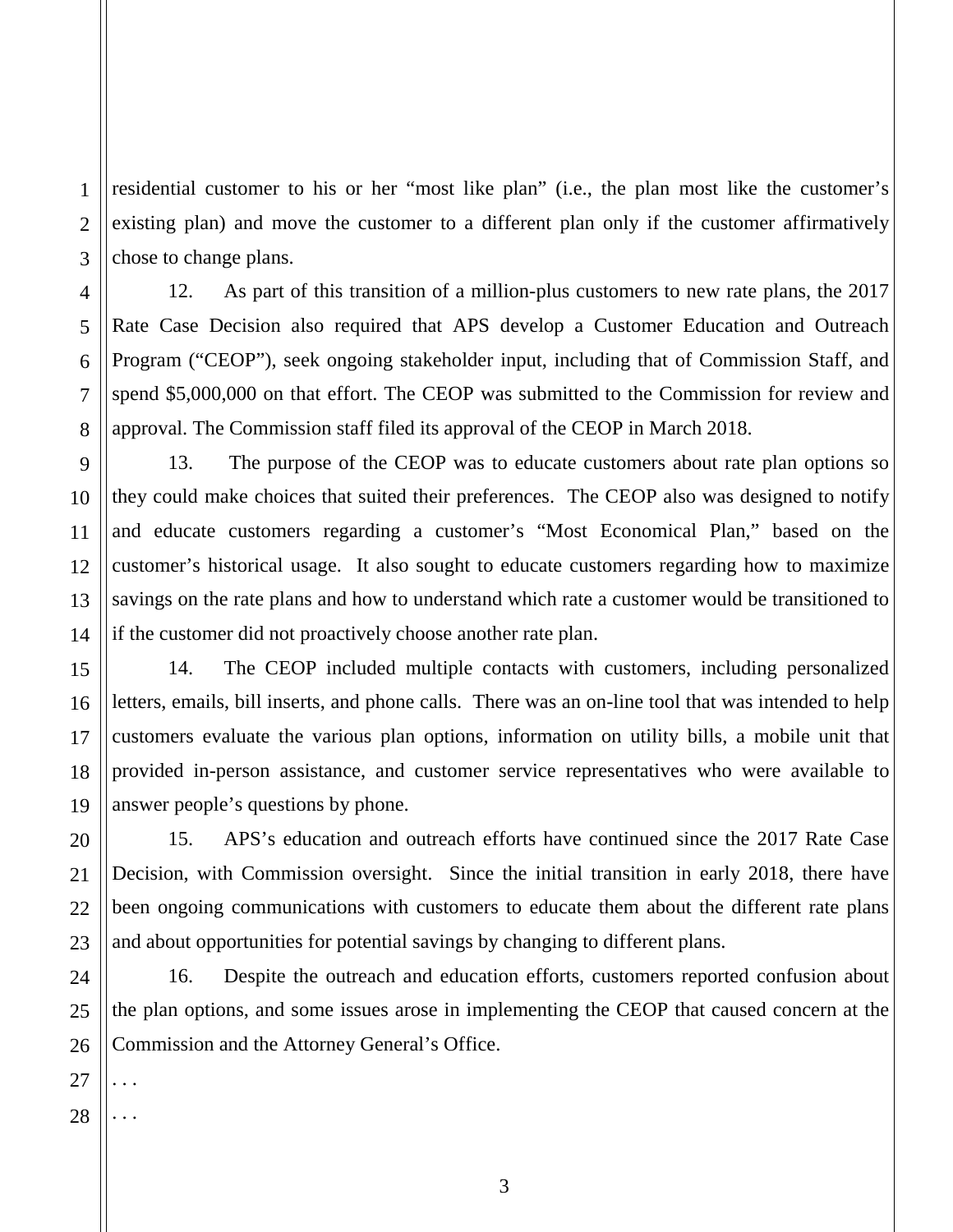residential customer to his or her "most like plan" (i.e., the plan most like the customer's existing plan) and move the customer to a different plan only if the customer affirmatively chose to change plans.

12. As part of this transition of a million-plus customers to new rate plans, the 2017 Rate Case Decision also required that APS develop a Customer Education and Outreach Program ("CEOP"), seek ongoing stakeholder input, including that of Commission Staff, and spend $5,000,000 on that effort. The CEOP was submitted to the Commission for review and approval. The Commission staff filed its approval of the CEOP in March 2018.

13. The purpose of the CEOP was to educate customers about rate plan options so they could make choices that suited their preferences. The CEOP also was designed to notify and educate customers regarding a customer's "Most Economical Plan," based on the customer's historical usage. It also sought to educate customers regarding how to maximize savings on the rate plans and how to understand which rate a customer would be transitioned to if the customer did not proactively choose another rate plan.

14. The CEOP included multiple contacts with customers, including personalized letters, emails, bill inserts, and phone calls. There was an on-line tool that was intended to help customers evaluate the various plan options, information on utility bills, a mobile unit that provided in-person assistance, and customer service representatives who were available to answer people's questions by phone.

15. APS's education and outreach efforts have continued since the 2017 Rate Case Decision, with Commission oversight. Since the initial transition in early 2018, there have been ongoing communications with customers to educate them about the different rate plans and about opportunities for potential savings by changing to different plans.

16. Despite the outreach and education efforts, customers reported confusion about the plan options, and some issues arose in implementing the CEOP that caused concern at the Commission and the Attorney General's Office.

. . .

. . .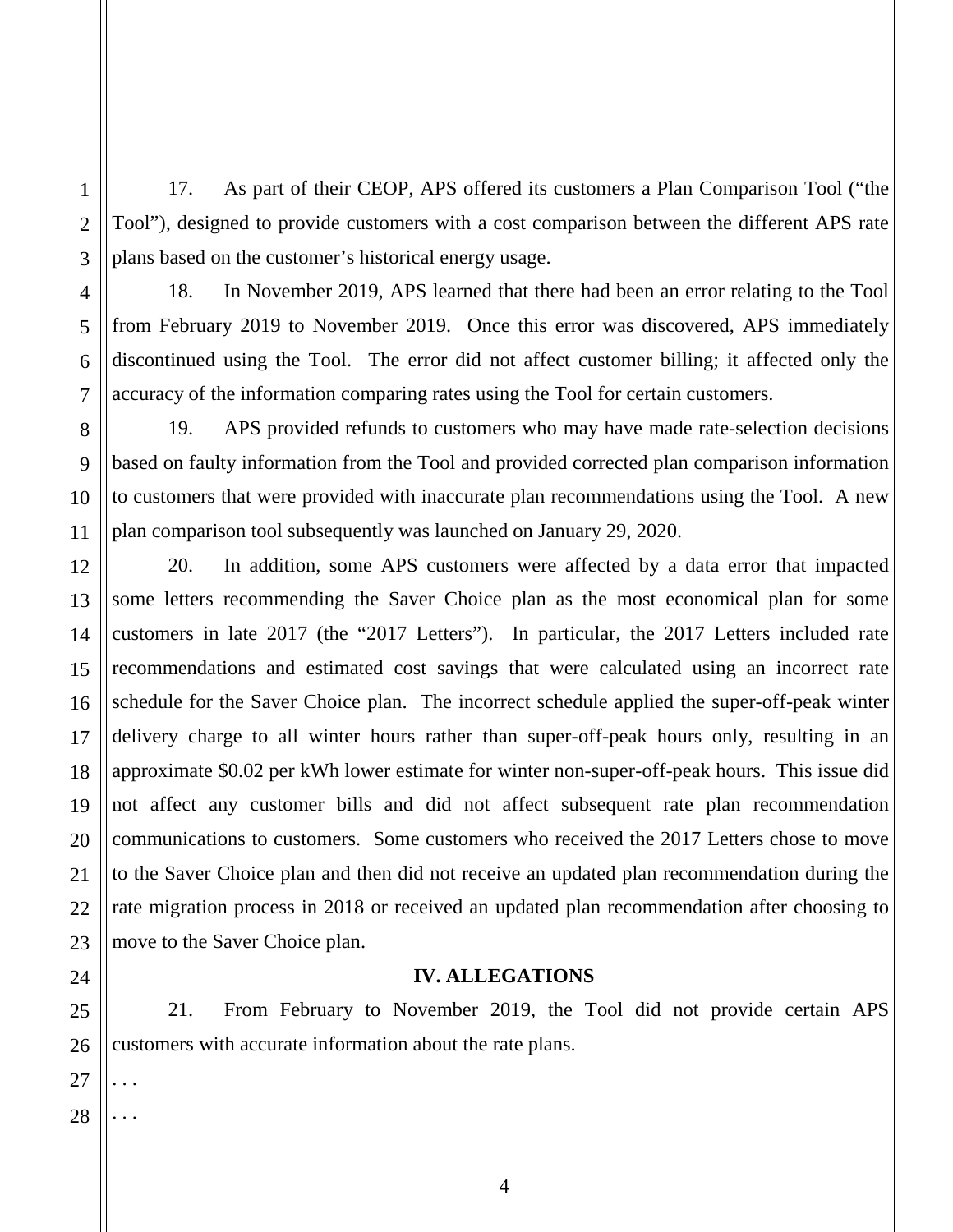17. As part of their CEOP, APS offered its customers a Plan Comparison Tool ("the Tool"), designed to provide customers with a cost comparison between the different APS rate plans based on the customer's historical energy usage.

18. In November 2019, APS learned that there had been an error relating to the Tool from February 2019 to November 2019. Once this error was discovered, APS immediately discontinued using the Tool. The error did not affect customer billing; it affected only the accuracy of the information comparing rates using the Tool for certain customers.

19. APS provided refunds to customers who may have made rate-selection decisions based on faulty information from the Tool and provided corrected plan comparison information to customers that were provided with inaccurate plan recommendations using the Tool. A new plan comparison tool subsequently was launched on January 29, 2020.

20. In addition, some APS customers were affected by a data error that impacted some letters recommending the Saver Choice plan as the most economical plan for some customers in late 2017 (the "2017 Letters"). In particular, the 2017 Letters included rate recommendations and estimated cost savings that were calculated using an incorrect rate schedule for the Saver Choice plan. The incorrect schedule applied the super-off-peak winter delivery charge to all winter hours rather than super-off-peak hours only, resulting in an approximate $0.02 per kWh lower estimate for winter non-super-off-peak hours. This issue did not affect any customer bills and did not affect subsequent rate plan recommendation communications to customers. Some customers who received the 2017 Letters chose to move to the Saver Choice plan and then did not receive an updated plan recommendation during the rate migration process in 2018 or received an updated plan recommendation after choosing to move to the Saver Choice plan.

## IV. ALLEGATIONS

21. From February to November 2019, the Tool did not provide certain APS customers with accurate information about the rate plans.

. . .

. . .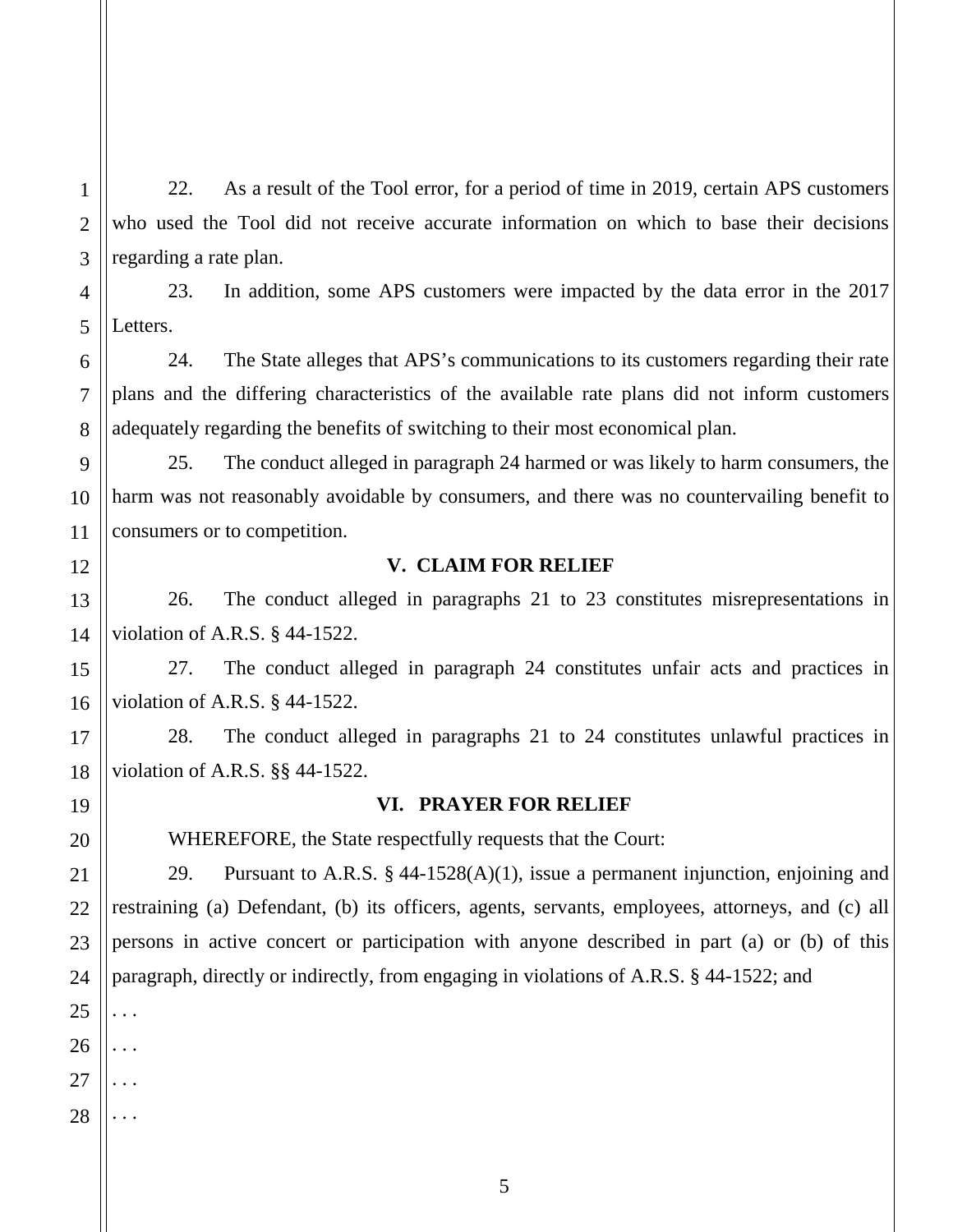22. As a result of the Tool error, for a period of time in 2019, certain APS customers who used the Tool did not receive accurate information on which to base their decisions regarding a rate plan.

23. In addition, some APS customers were impacted by the data error in the 2017 Letters.

24. The State alleges that APS's communications to its customers regarding their rate plans and the differing characteristics of the available rate plans did not inform customers adequately regarding the benefits of switching to their most economical plan.

25. The conduct alleged in paragraph 24 harmed or was likely to harm consumers, the harm was not reasonably avoidable by consumers, and there was no countervailing benefit to consumers or to competition.

## V. CLAIM FOR RELIEF

26. The conduct alleged in paragraphs 21 to 23 constitutes misrepresentations in violation of A.R.S. § 44-1522.

27. The conduct alleged in paragraph 24 constitutes unfair acts and practices in violation of A.R.S. § 44-1522.

28. The conduct alleged in paragraphs 21 to 24 constitutes unlawful practices in violation of A.R.S. §§ 44-1522.

## VI. PRAYER FOR RELIEF

WHEREFORE, the State respectfully requests that the Court:

29. Pursuant to A.R.S. § 44-1528(A)(1), issue a permanent injunction, enjoining and restraining (a) Defendant, (b) its officers, agents, servants, employees, attorneys, and (c) all persons in active concert or participation with anyone described in part (a) or (b) of this paragraph, directly or indirectly, from engaging in violations of A.R.S. § 44-1522; and

. . .

. . .

. . .

. . .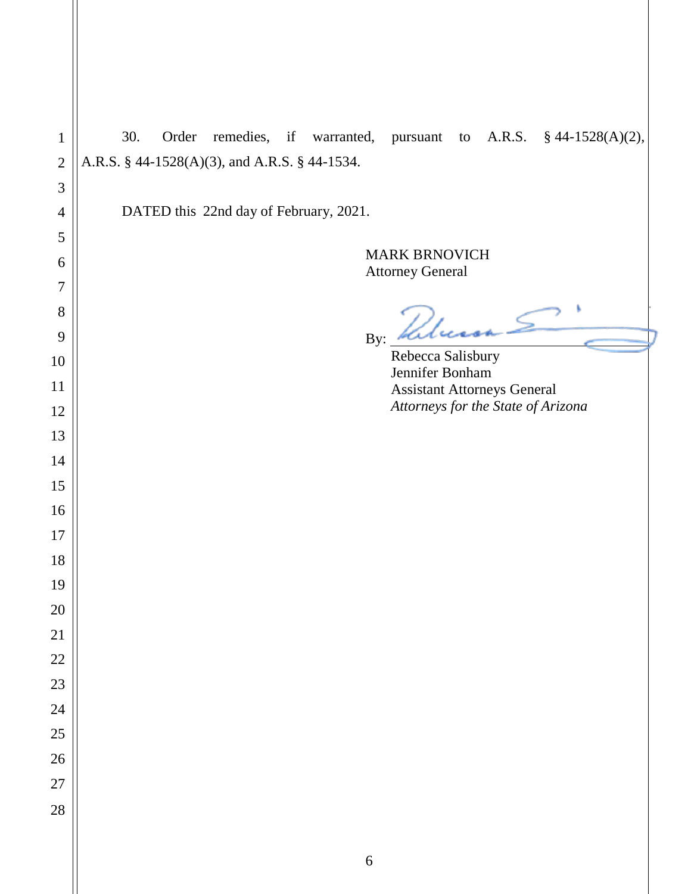30. Order remedies, if warranted, pursuant to A.R.S. § 44-1528(A)(2), A.R.S. § 44-1528(A)(3), and A.R.S. § 44-1534.

DATED this 22nd day of February, 2021.

MARK BRNOVICH
Attorney General

By: ______________________________
Rebecca Salisbury
Jennifer Bonham
Assistant Attorneys General
*Attorneys for the State of Arizona*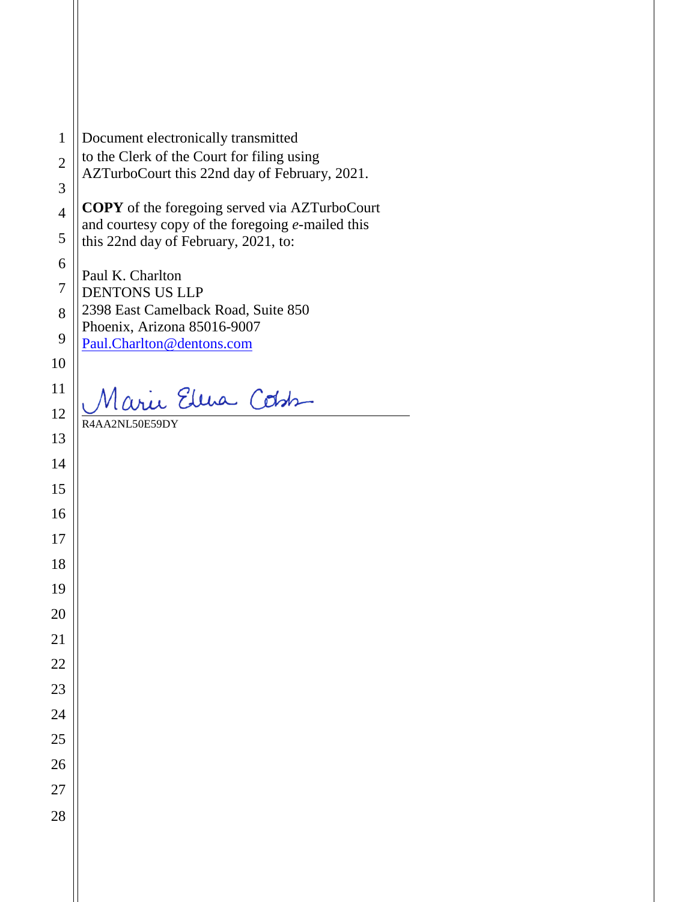Document electronically transmitted
to the Clerk of the Court for filing using
AZTurboCourt this 22nd day of February, 2021.

**COPY** of the foregoing served via AZTurboCourt
and courtesy copy of the foregoing *e*-mailed this
this 22nd day of February, 2021, to:

Paul K. Charlton
DENTONS US LLP
2398 East Camelback Road, Suite 850
Phoenix, Arizona 85016-9007
Paul.Charlton@dentons.com

Maria Elena Cobb

R4AA2NL50E59DY